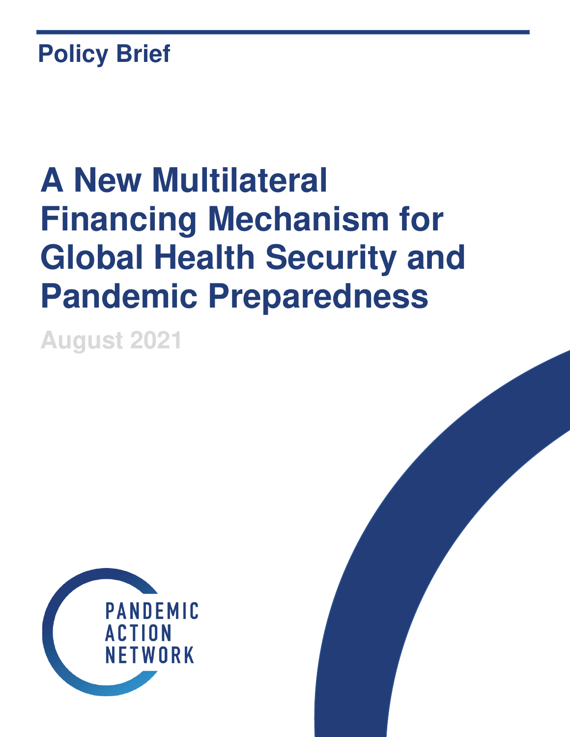Policy Brief

# A New Multilateral Financing Mechanism for Global Health Security and Pandemic Preparedness

August 2021

PANDEMIC ACTION NETWORK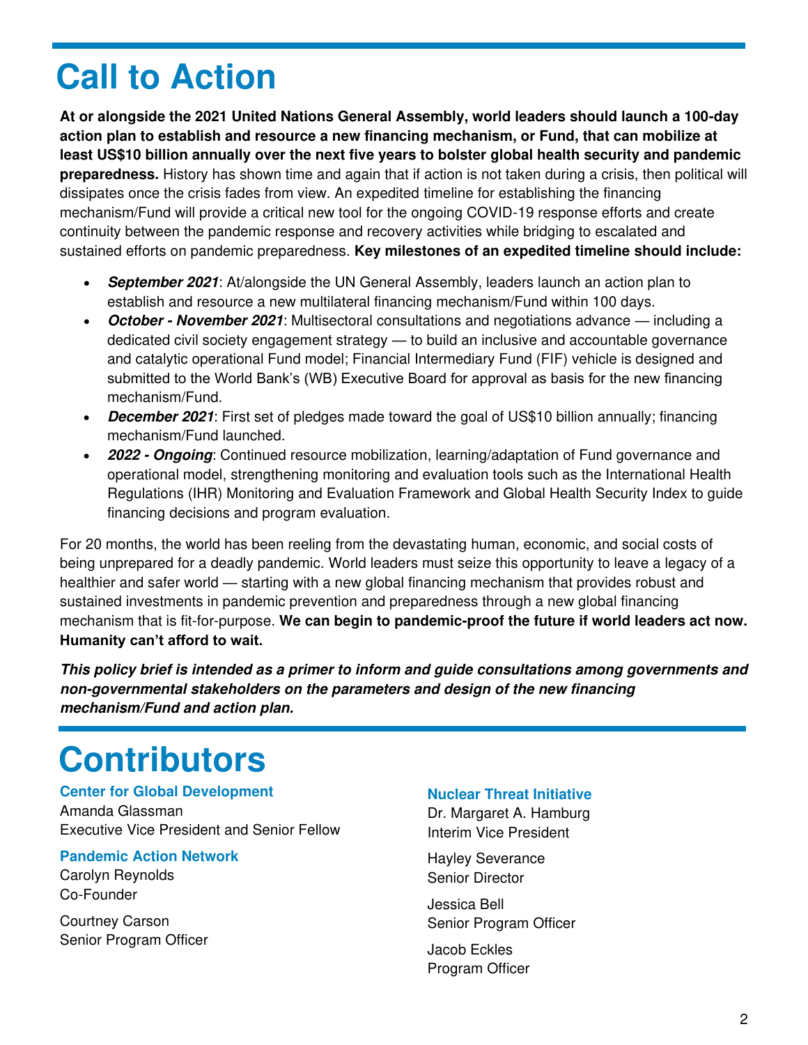# Call to Action

**At or alongside the 2021 United Nations General Assembly, world leaders should launch a 100-day action plan to establish and resource a new financing mechanism, or Fund, that can mobilize at least US$10 billion annually over the next five years to bolster global health security and pandemic preparedness.** History has shown time and again that if action is not taken during a crisis, then political will dissipates once the crisis fades from view. An expedited timeline for establishing the financing mechanism/Fund will provide a critical new tool for the ongoing COVID-19 response efforts and create continuity between the pandemic response and recovery activities while bridging to escalated and sustained efforts on pandemic preparedness. **Key milestones of an expedited timeline should include:**

- ***September 2021***: At/alongside the UN General Assembly, leaders launch an action plan to establish and resource a new multilateral financing mechanism/Fund within 100 days.
- ***October - November 2021***: Multisectoral consultations and negotiations advance — including a dedicated civil society engagement strategy — to build an inclusive and accountable governance and catalytic operational Fund model; Financial Intermediary Fund (FIF) vehicle is designed and submitted to the World Bank's (WB) Executive Board for approval as basis for the new financing mechanism/Fund.
- ***December 2021***: First set of pledges made toward the goal of US$10 billion annually; financing mechanism/Fund launched.
- ***2022 - Ongoing***: Continued resource mobilization, learning/adaptation of Fund governance and operational model, strengthening monitoring and evaluation tools such as the International Health Regulations (IHR) Monitoring and Evaluation Framework and Global Health Security Index to guide financing decisions and program evaluation.

For 20 months, the world has been reeling from the devastating human, economic, and social costs of being unprepared for a deadly pandemic. World leaders must seize this opportunity to leave a legacy of a healthier and safer world — starting with a new global financing mechanism that provides robust and sustained investments in pandemic prevention and preparedness through a new global financing mechanism that is fit-for-purpose. **We can begin to pandemic-proof the future if world leaders act now. Humanity can't afford to wait.**

***This policy brief is intended as a primer to inform and guide consultations among governments and non-governmental stakeholders on the parameters and design of the new financing mechanism/Fund and action plan.***

# Contributors

**Center for Global Development**

Amanda Glassman
Executive Vice President and Senior Fellow

**Pandemic Action Network**

Carolyn Reynolds
Co-Founder

Courtney Carson
Senior Program Officer

**Nuclear Threat Initiative**

Dr. Margaret A. Hamburg
Interim Vice President

Hayley Severance
Senior Director

Jessica Bell
Senior Program Officer

Jacob Eckles
Program Officer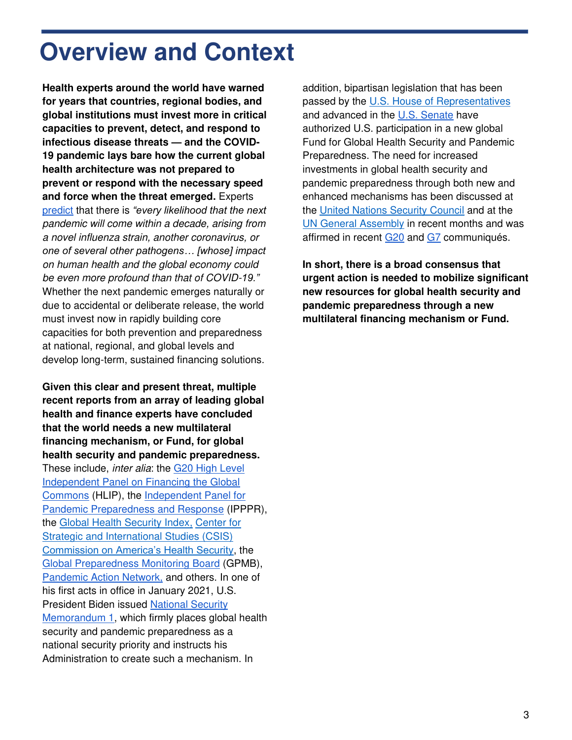# Overview and Context

**Health experts around the world have warned for years that countries, regional bodies, and global institutions must invest more in critical capacities to prevent, detect, and respond to infectious disease threats — and the COVID-19 pandemic lays bare how the current global health architecture was not prepared to prevent or respond with the necessary speed and force when the threat emerged.** Experts predict that there is *"every likelihood that the next pandemic will come within a decade, arising from a novel influenza strain, another coronavirus, or one of several other pathogens… [whose] impact on human health and the global economy could be even more profound than that of COVID-19."* Whether the next pandemic emerges naturally or due to accidental or deliberate release, the world must invest now in rapidly building core capacities for both prevention and preparedness at national, regional, and global levels and develop long-term, sustained financing solutions.

**Given this clear and present threat, multiple recent reports from an array of leading global health and finance experts have concluded that the world needs a new multilateral financing mechanism, or Fund, for global health security and pandemic preparedness.** These include, *inter alia*: the G20 High Level Independent Panel on Financing the Global Commons (HLIP), the Independent Panel for Pandemic Preparedness and Response (IPPPR), the Global Health Security Index, Center for Strategic and International Studies (CSIS) Commission on America's Health Security, the Global Preparedness Monitoring Board (GPMB), Pandemic Action Network, and others. In one of his first acts in office in January 2021, U.S. President Biden issued National Security Memorandum 1, which firmly places global health security and pandemic preparedness as a national security priority and instructs his Administration to create such a mechanism. In addition, bipartisan legislation that has been passed by the U.S. House of Representatives and advanced in the U.S. Senate have authorized U.S. participation in a new global Fund for Global Health Security and Pandemic Preparedness. The need for increased investments in global health security and pandemic preparedness through both new and enhanced mechanisms has been discussed at the United Nations Security Council and at the UN General Assembly in recent months and was affirmed in recent G20 and G7 communiqués.

**In short, there is a broad consensus that urgent action is needed to mobilize significant new resources for global health security and pandemic preparedness through a new multilateral financing mechanism or Fund.**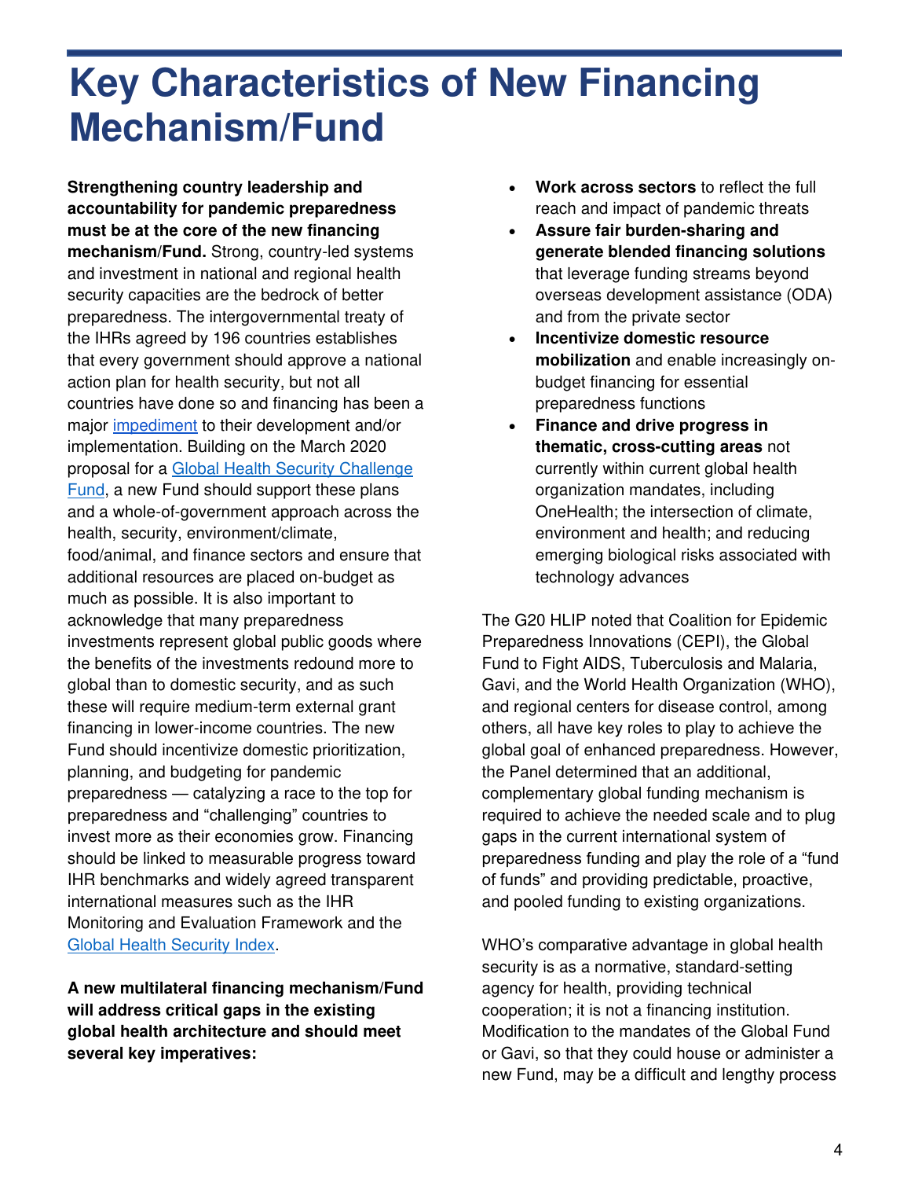# Key Characteristics of New Financing Mechanism/Fund

**Strengthening country leadership and accountability for pandemic preparedness must be at the core of the new financing mechanism/Fund.** Strong, country-led systems and investment in national and regional health security capacities are the bedrock of better preparedness. The intergovernmental treaty of the IHRs agreed by 196 countries establishes that every government should approve a national action plan for health security, but not all countries have done so and financing has been a major [impediment](#) to their development and/or implementation. Building on the March 2020 proposal for a [Global Health Security Challenge Fund](#), a new Fund should support these plans and a whole-of-government approach across the health, security, environment/climate, food/animal, and finance sectors and ensure that additional resources are placed on-budget as much as possible. It is also important to acknowledge that many preparedness investments represent global public goods where the benefits of the investments redound more to global than to domestic security, and as such these will require medium-term external grant financing in lower-income countries. The new Fund should incentivize domestic prioritization, planning, and budgeting for pandemic preparedness — catalyzing a race to the top for preparedness and "challenging" countries to invest more as their economies grow. Financing should be linked to measurable progress toward IHR benchmarks and widely agreed transparent international measures such as the IHR Monitoring and Evaluation Framework and the [Global Health Security Index](#).

**A new multilateral financing mechanism/Fund will address critical gaps in the existing global health architecture and should meet several key imperatives:**

- **Work across sectors** to reflect the full reach and impact of pandemic threats
- **Assure fair burden-sharing and generate blended financing solutions** that leverage funding streams beyond overseas development assistance (ODA) and from the private sector
- **Incentivize domestic resource mobilization** and enable increasingly on-budget financing for essential preparedness functions
- **Finance and drive progress in thematic, cross-cutting areas** not currently within current global health organization mandates, including OneHealth; the intersection of climate, environment and health; and reducing emerging biological risks associated with technology advances

The G20 HLIP noted that Coalition for Epidemic Preparedness Innovations (CEPI), the Global Fund to Fight AIDS, Tuberculosis and Malaria, Gavi, and the World Health Organization (WHO), and regional centers for disease control, among others, all have key roles to play to achieve the global goal of enhanced preparedness. However, the Panel determined that an additional, complementary global funding mechanism is required to achieve the needed scale and to plug gaps in the current international system of preparedness funding and play the role of a "fund of funds" and providing predictable, proactive, and pooled funding to existing organizations.

WHO's comparative advantage in global health security is as a normative, standard-setting agency for health, providing technical cooperation; it is not a financing institution. Modification to the mandates of the Global Fund or Gavi, so that they could house or administer a new Fund, may be a difficult and lengthy process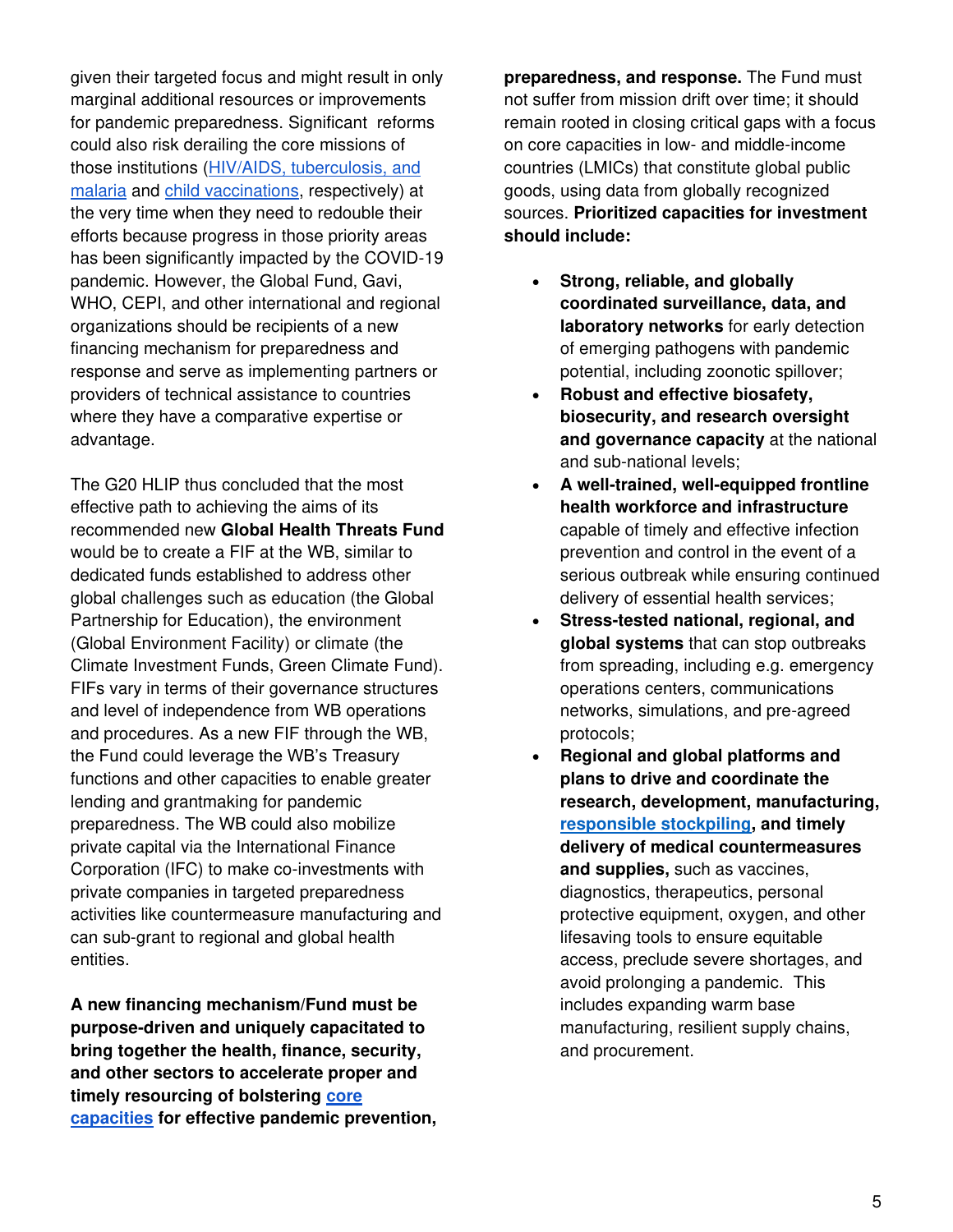given their targeted focus and might result in only marginal additional resources or improvements for pandemic preparedness. Significant reforms could also risk derailing the core missions of those institutions (HIV/AIDS, tuberculosis, and malaria and child vaccinations, respectively) at the very time when they need to redouble their efforts because progress in those priority areas has been significantly impacted by the COVID-19 pandemic. However, the Global Fund, Gavi, WHO, CEPI, and other international and regional organizations should be recipients of a new financing mechanism for preparedness and response and serve as implementing partners or providers of technical assistance to countries where they have a comparative expertise or advantage.

The G20 HLIP thus concluded that the most effective path to achieving the aims of its recommended new **Global Health Threats Fund** would be to create a FIF at the WB, similar to dedicated funds established to address other global challenges such as education (the Global Partnership for Education), the environment (Global Environment Facility) or climate (the Climate Investment Funds, Green Climate Fund). FIFs vary in terms of their governance structures and level of independence from WB operations and procedures. As a new FIF through the WB, the Fund could leverage the WB's Treasury functions and other capacities to enable greater lending and grantmaking for pandemic preparedness. The WB could also mobilize private capital via the International Finance Corporation (IFC) to make co-investments with private companies in targeted preparedness activities like countermeasure manufacturing and can sub-grant to regional and global health entities.

**A new financing mechanism/Fund must be purpose-driven and uniquely capacitated to bring together the health, finance, security, and other sectors to accelerate proper and timely resourcing of bolstering core capacities for effective pandemic prevention, preparedness, and response.** The Fund must not suffer from mission drift over time; it should remain rooted in closing critical gaps with a focus on core capacities in low- and middle-income countries (LMICs) that constitute global public goods, using data from globally recognized sources. **Prioritized capacities for investment should include:**

- **Strong, reliable, and globally coordinated surveillance, data, and laboratory networks** for early detection of emerging pathogens with pandemic potential, including zoonotic spillover;
- **Robust and effective biosafety, biosecurity, and research oversight and governance capacity** at the national and sub-national levels;
- **A well-trained, well-equipped frontline health workforce and infrastructure** capable of timely and effective infection prevention and control in the event of a serious outbreak while ensuring continued delivery of essential health services;
- **Stress-tested national, regional, and global systems** that can stop outbreaks from spreading, including e.g. emergency operations centers, communications networks, simulations, and pre-agreed protocols;
- **Regional and global platforms and plans to drive and coordinate the research, development, manufacturing, responsible stockpiling, and timely delivery of medical countermeasures and supplies,** such as vaccines, diagnostics, therapeutics, personal protective equipment, oxygen, and other lifesaving tools to ensure equitable access, preclude severe shortages, and avoid prolonging a pandemic. This includes expanding warm base manufacturing, resilient supply chains, and procurement.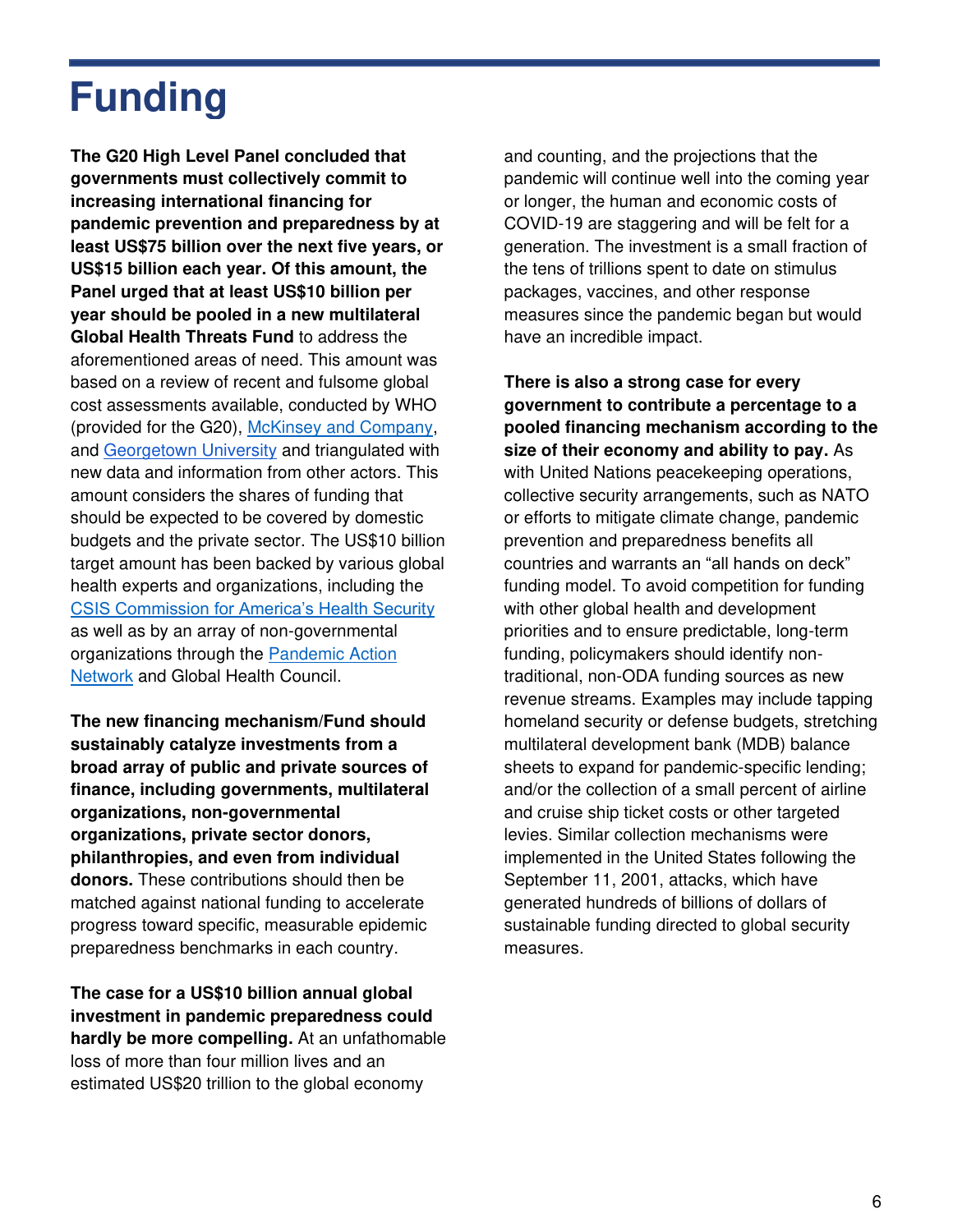# Funding

**The G20 High Level Panel concluded that governments must collectively commit to increasing international financing for pandemic prevention and preparedness by at least US$75 billion over the next five years, or US$15 billion each year. Of this amount, the Panel urged that at least US$10 billion per year should be pooled in a new multilateral Global Health Threats Fund** to address the aforementioned areas of need. This amount was based on a review of recent and fulsome global cost assessments available, conducted by WHO (provided for the G20), McKinsey and Company, and Georgetown University and triangulated with new data and information from other actors. This amount considers the shares of funding that should be expected to be covered by domestic budgets and the private sector. The US$10 billion target amount has been backed by various global health experts and organizations, including the CSIS Commission for America's Health Security as well as by an array of non-governmental organizations through the Pandemic Action Network and Global Health Council.

**The new financing mechanism/Fund should sustainably catalyze investments from a broad array of public and private sources of finance, including governments, multilateral organizations, non-governmental organizations, private sector donors, philanthropies, and even from individual donors.** These contributions should then be matched against national funding to accelerate progress toward specific, measurable epidemic preparedness benchmarks in each country.

**The case for a US$10 billion annual global investment in pandemic preparedness could hardly be more compelling.** At an unfathomable loss of more than four million lives and an estimated US$20 trillion to the global economy and counting, and the projections that the pandemic will continue well into the coming year or longer, the human and economic costs of COVID-19 are staggering and will be felt for a generation. The investment is a small fraction of the tens of trillions spent to date on stimulus packages, vaccines, and other response measures since the pandemic began but would have an incredible impact.

**There is also a strong case for every government to contribute a percentage to a pooled financing mechanism according to the size of their economy and ability to pay.** As with United Nations peacekeeping operations, collective security arrangements, such as NATO or efforts to mitigate climate change, pandemic prevention and preparedness benefits all countries and warrants an "all hands on deck" funding model. To avoid competition for funding with other global health and development priorities and to ensure predictable, long-term funding, policymakers should identify non-traditional, non-ODA funding sources as new revenue streams. Examples may include tapping homeland security or defense budgets, stretching multilateral development bank (MDB) balance sheets to expand for pandemic-specific lending; and/or the collection of a small percent of airline and cruise ship ticket costs or other targeted levies. Similar collection mechanisms were implemented in the United States following the September 11, 2001, attacks, which have generated hundreds of billions of dollars of sustainable funding directed to global security measures.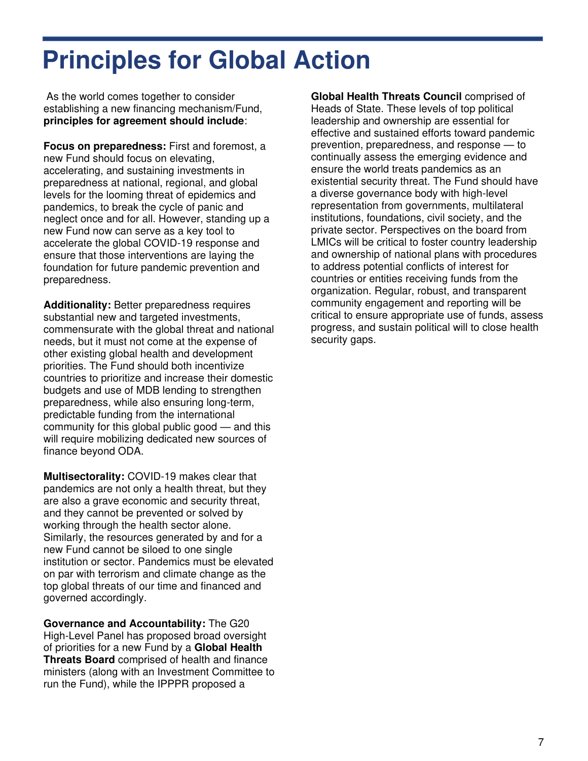# Principles for Global Action

As the world comes together to consider establishing a new financing mechanism/Fund, **principles for agreement should include**:

**Focus on preparedness:** First and foremost, a new Fund should focus on elevating, accelerating, and sustaining investments in preparedness at national, regional, and global levels for the looming threat of epidemics and pandemics, to break the cycle of panic and neglect once and for all. However, standing up a new Fund now can serve as a key tool to accelerate the global COVID-19 response and ensure that those interventions are laying the foundation for future pandemic prevention and preparedness.

**Additionality:** Better preparedness requires substantial new and targeted investments, commensurate with the global threat and national needs, but it must not come at the expense of other existing global health and development priorities. The Fund should both incentivize countries to prioritize and increase their domestic budgets and use of MDB lending to strengthen preparedness, while also ensuring long-term, predictable funding from the international community for this global public good — and this will require mobilizing dedicated new sources of finance beyond ODA.

**Multisectorality:** COVID-19 makes clear that pandemics are not only a health threat, but they are also a grave economic and security threat, and they cannot be prevented or solved by working through the health sector alone. Similarly, the resources generated by and for a new Fund cannot be siloed to one single institution or sector. Pandemics must be elevated on par with terrorism and climate change as the top global threats of our time and financed and governed accordingly.

**Governance and Accountability:** The G20 High-Level Panel has proposed broad oversight of priorities for a new Fund by a **Global Health Threats Board** comprised of health and finance ministers (along with an Investment Committee to run the Fund), while the IPPPR proposed a **Global Health Threats Council** comprised of Heads of State. These levels of top political leadership and ownership are essential for effective and sustained efforts toward pandemic prevention, preparedness, and response — to continually assess the emerging evidence and ensure the world treats pandemics as an existential security threat. The Fund should have a diverse governance body with high-level representation from governments, multilateral institutions, foundations, civil society, and the private sector. Perspectives on the board from LMICs will be critical to foster country leadership and ownership of national plans with procedures to address potential conflicts of interest for countries or entities receiving funds from the organization. Regular, robust, and transparent community engagement and reporting will be critical to ensure appropriate use of funds, assess progress, and sustain political will to close health security gaps.